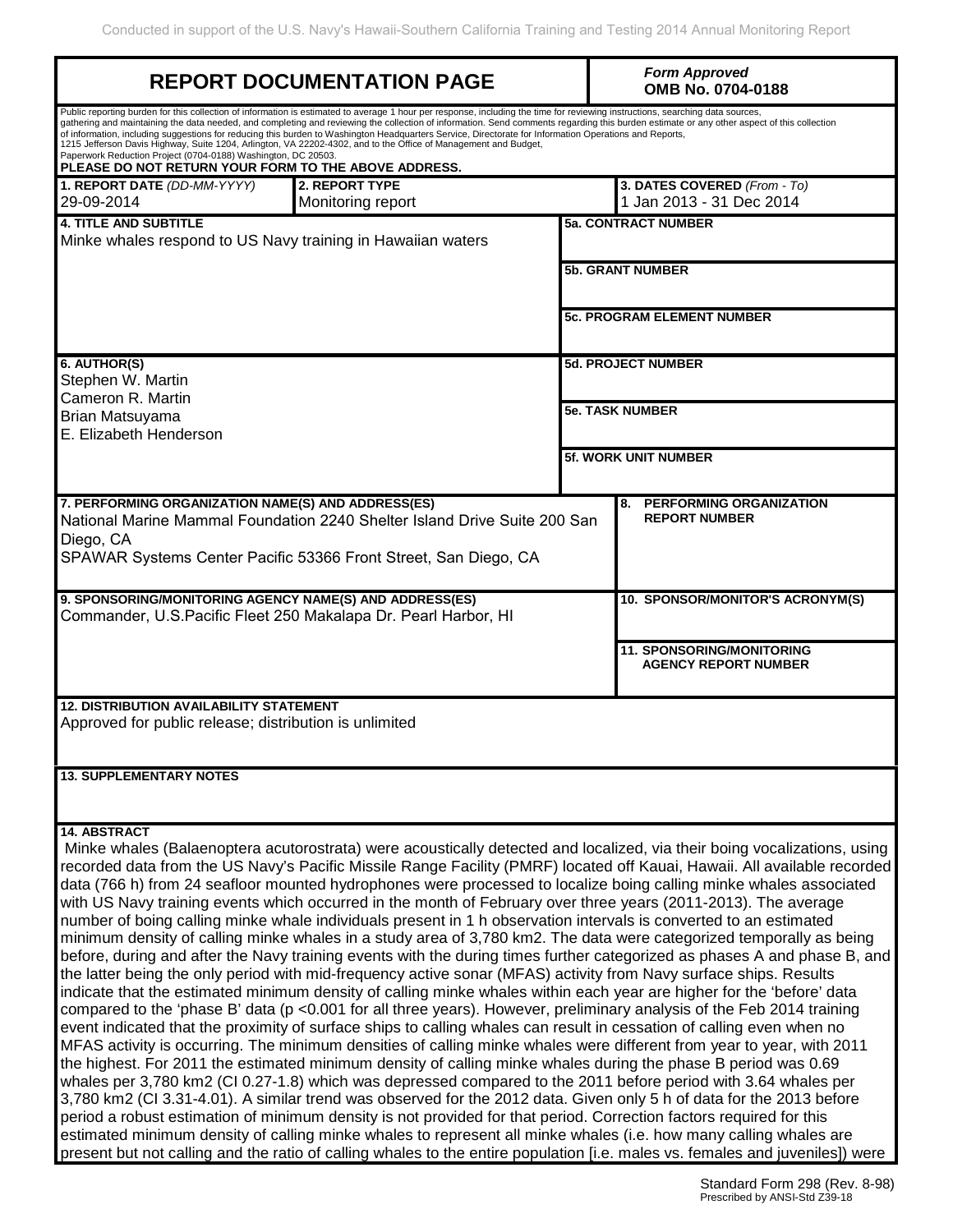# REPORT DOCUMENTATION PAGE

*Form Approved*
**OMB No. 0704-0188**

Public reporting burden for this collection of information is estimated to average 1 hour per response, including the time for reviewing instructions, searching data sources, gathering and maintaining the data needed, and completing and reviewing the collection of information. Send comments regarding this burden estimate or any other aspect of this collection of information, including suggestions for reducing this burden to Washington Headquarters Service, Directorate for Information Operations and Reports, 1215 Jefferson Davis Highway, Suite 1204, Arlington, VA 22202-4302, and to the Office of Management and Budget, Paperwork Reduction Project (0704-0188) Washington, DC 20503.

**PLEASE DO NOT RETURN YOUR FORM TO THE ABOVE ADDRESS.**

| **1. REPORT DATE** *(DD-MM-YYYY)* | **2. REPORT TYPE** | **3. DATES COVERED** *(From - To)* |
|---|---|---|
| 29-09-2014 | Monitoring report | 1 Jan 2013 - 31 Dec 2014 |

**4. TITLE AND SUBTITLE**
Minke whales respond to US Navy training in Hawaiian waters

**5a. CONTRACT NUMBER**

**5b. GRANT NUMBER**

**5c. PROGRAM ELEMENT NUMBER**

**6. AUTHOR(S)**
Stephen W. Martin
Cameron R. Martin
Brian Matsuyama
E. Elizabeth Henderson

**5d. PROJECT NUMBER**

**5e. TASK NUMBER**

**5f. WORK UNIT NUMBER**

**7. PERFORMING ORGANIZATION NAME(S) AND ADDRESS(ES)**
National Marine Mammal Foundation 2240 Shelter Island Drive Suite 200 San Diego, CA
SPAWAR Systems Center Pacific 53366 Front Street, San Diego, CA

**8. PERFORMING ORGANIZATION REPORT NUMBER**

**9. SPONSORING/MONITORING AGENCY NAME(S) AND ADDRESS(ES)**
Commander, U.S.Pacific Fleet 250 Makalapa Dr. Pearl Harbor, HI

**10. SPONSOR/MONITOR'S ACRONYM(S)**

**11. SPONSORING/MONITORING AGENCY REPORT NUMBER**

**12. DISTRIBUTION AVAILABILITY STATEMENT**
Approved for public release; distribution is unlimited

**13. SUPPLEMENTARY NOTES**

**14. ABSTRACT**
Minke whales (Balaenoptera acutorostrata) were acoustically detected and localized, via their boing vocalizations, using recorded data from the US Navy's Pacific Missile Range Facility (PMRF) located off Kauai, Hawaii. All available recorded data (766 h) from 24 seafloor mounted hydrophones were processed to localize boing calling minke whales associated with US Navy training events which occurred in the month of February over three years (2011-2013). The average number of boing calling minke whale individuals present in 1 h observation intervals is converted to an estimated minimum density of calling minke whales in a study area of 3,780 km2. The data were categorized temporally as being before, during and after the Navy training events with the during times further categorized as phases A and phase B, and the latter being the only period with mid-frequency active sonar (MFAS) activity from Navy surface ships. Results indicate that the estimated minimum density of calling minke whales within each year are higher for the 'before' data compared to the 'phase B' data ($p < 0.001$ for all three years). However, preliminary analysis of the Feb 2014 training event indicated that the proximity of surface ships to calling whales can result in cessation of calling even when no MFAS activity is occurring. The minimum densities of calling minke whales were different from year to year, with 2011 the highest. For 2011 the estimated minimum density of calling minke whales during the phase B period was 0.69 whales per 3,780 km2 (CI 0.27-1.8) which was depressed compared to the 2011 before period with 3.64 whales per 3,780 km2 (CI 3.31-4.01). A similar trend was observed for the 2012 data. Given only 5 h of data for the 2013 before period a robust estimation of minimum density is not provided for that period. Correction factors required for this estimated minimum density of calling minke whales to represent all minke whales (i.e. how many calling whales are present but not calling and the ratio of calling whales to the entire population [i.e. males vs. females and juveniles]) were

Standard Form 298 (Rev. 8-98)
Prescribed by ANSI-Std Z39-18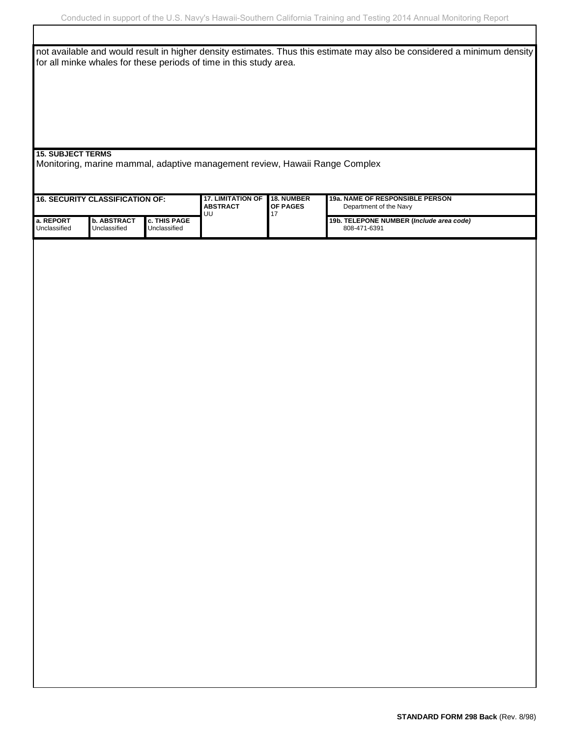not available and would result in higher density estimates. Thus this estimate may also be considered a minimum density for all minke whales for these periods of time in this study area.

**15. SUBJECT TERMS**

Monitoring, marine mammal, adaptive management review, Hawaii Range Complex

| **16. SECURITY CLASSIFICATION OF:** | | | **17. LIMITATION OF ABSTRACT** | **18. NUMBER OF PAGES** | **19a. NAME OF RESPONSIBLE PERSON** |
|---|---|---|---|---|---|
| | | | UU | 17 | Department of the Navy |
| **a. REPORT** | **b. ABSTRACT** | **c. THIS PAGE** | | | **19b. TELEPONE NUMBER (*Include area code*)** |
| Unclassified | Unclassified | Unclassified | | | 808-471-6391 |

**STANDARD FORM 298 Back** (Rev. 8/98)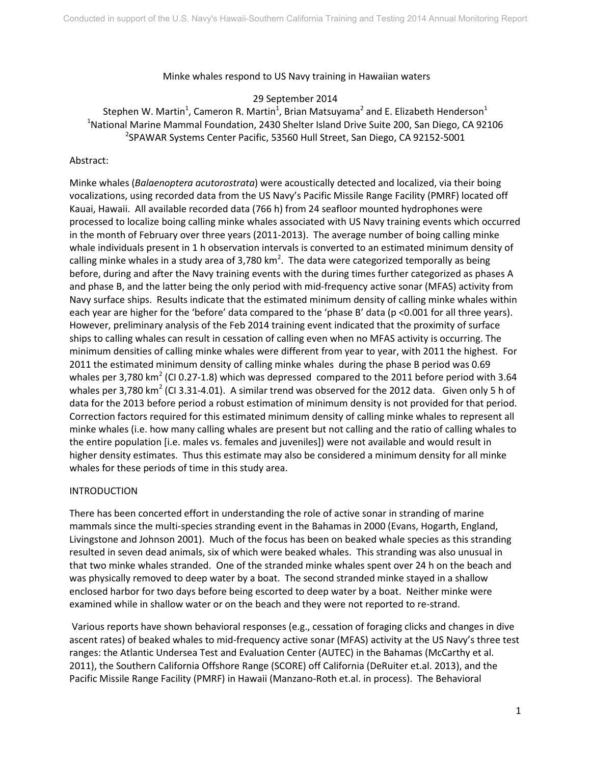# Minke whales respond to US Navy training in Hawaiian waters

29 September 2014

Stephen W. Martin[1], Cameron R. Martin[1], Brian Matsuyama[2] and E. Elizabeth Henderson[1]

[1]National Marine Mammal Foundation, 2430 Shelter Island Drive Suite 200, San Diego, CA 92106

[2]SPAWAR Systems Center Pacific, 53560 Hull Street, San Diego, CA 92152-5001

Abstract:

Minke whales (*Balaenoptera acutorostrata*) were acoustically detected and localized, via their boing vocalizations, using recorded data from the US Navy's Pacific Missile Range Facility (PMRF) located off Kauai, Hawaii. All available recorded data (766 h) from 24 seafloor mounted hydrophones were processed to localize boing calling minke whales associated with US Navy training events which occurred in the month of February over three years (2011-2013). The average number of boing calling minke whale individuals present in 1 h observation intervals is converted to an estimated minimum density of calling minke whales in a study area of 3,780 km$^2$. The data were categorized temporally as being before, during and after the Navy training events with the during times further categorized as phases A and phase B, and the latter being the only period with mid-frequency active sonar (MFAS) activity from Navy surface ships. Results indicate that the estimated minimum density of calling minke whales within each year are higher for the 'before' data compared to the 'phase B' data ($p < 0.001$ for all three years). However, preliminary analysis of the Feb 2014 training event indicated that the proximity of surface ships to calling whales can result in cessation of calling even when no MFAS activity is occurring. The minimum densities of calling minke whales were different from year to year, with 2011 the highest. For 2011 the estimated minimum density of calling minke whales during the phase B period was 0.69 whales per 3,780 km$^2$ (CI 0.27-1.8) which was depressed compared to the 2011 before period with 3.64 whales per 3,780 km$^2$ (CI 3.31-4.01). A similar trend was observed for the 2012 data. Given only 5 h of data for the 2013 before period a robust estimation of minimum density is not provided for that period. Correction factors required for this estimated minimum density of calling minke whales to represent all minke whales (i.e. how many calling whales are present but not calling and the ratio of calling whales to the entire population [i.e. males vs. females and juveniles]) were not available and would result in higher density estimates. Thus this estimate may also be considered a minimum density for all minke whales for these periods of time in this study area.

## INTRODUCTION

There has been concerted effort in understanding the role of active sonar in stranding of marine mammals since the multi-species stranding event in the Bahamas in 2000 (Evans, Hogarth, England, Livingstone and Johnson 2001). Much of the focus has been on beaked whale species as this stranding resulted in seven dead animals, six of which were beaked whales. This stranding was also unusual in that two minke whales stranded. One of the stranded minke whales spent over 24 h on the beach and was physically removed to deep water by a boat. The second stranded minke stayed in a shallow enclosed harbor for two days before being escorted to deep water by a boat. Neither minke were examined while in shallow water or on the beach and they were not reported to re-strand.

Various reports have shown behavioral responses (e.g., cessation of foraging clicks and changes in dive ascent rates) of beaked whales to mid-frequency active sonar (MFAS) activity at the US Navy's three test ranges: the Atlantic Undersea Test and Evaluation Center (AUTEC) in the Bahamas (McCarthy et al. 2011), the Southern California Offshore Range (SCORE) off California (DeRuiter et.al. 2013), and the Pacific Missile Range Facility (PMRF) in Hawaii (Manzano-Roth et.al. in process). The Behavioral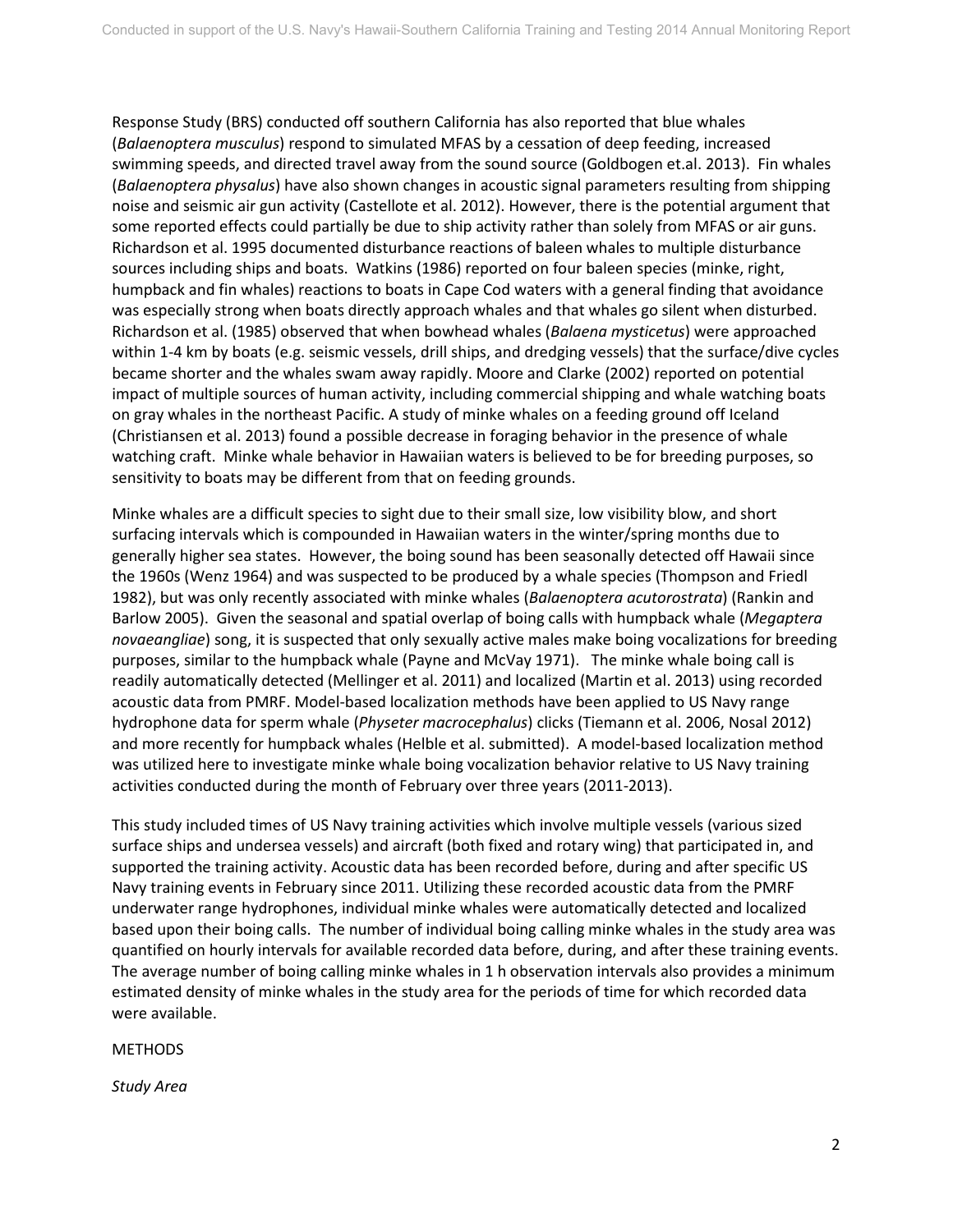Response Study (BRS) conducted off southern California has also reported that blue whales (*Balaenoptera musculus*) respond to simulated MFAS by a cessation of deep feeding, increased swimming speeds, and directed travel away from the sound source (Goldbogen et.al. 2013). Fin whales (*Balaenoptera physalus*) have also shown changes in acoustic signal parameters resulting from shipping noise and seismic air gun activity (Castellote et al. 2012). However, there is the potential argument that some reported effects could partially be due to ship activity rather than solely from MFAS or air guns. Richardson et al. 1995 documented disturbance reactions of baleen whales to multiple disturbance sources including ships and boats. Watkins (1986) reported on four baleen species (minke, right, humpback and fin whales) reactions to boats in Cape Cod waters with a general finding that avoidance was especially strong when boats directly approach whales and that whales go silent when disturbed. Richardson et al. (1985) observed that when bowhead whales (*Balaena mysticetus*) were approached within 1-4 km by boats (e.g. seismic vessels, drill ships, and dredging vessels) that the surface/dive cycles became shorter and the whales swam away rapidly. Moore and Clarke (2002) reported on potential impact of multiple sources of human activity, including commercial shipping and whale watching boats on gray whales in the northeast Pacific. A study of minke whales on a feeding ground off Iceland (Christiansen et al. 2013) found a possible decrease in foraging behavior in the presence of whale watching craft. Minke whale behavior in Hawaiian waters is believed to be for breeding purposes, so sensitivity to boats may be different from that on feeding grounds.

Minke whales are a difficult species to sight due to their small size, low visibility blow, and short surfacing intervals which is compounded in Hawaiian waters in the winter/spring months due to generally higher sea states. However, the boing sound has been seasonally detected off Hawaii since the 1960s (Wenz 1964) and was suspected to be produced by a whale species (Thompson and Friedl 1982), but was only recently associated with minke whales (*Balaenoptera acutorostrata*) (Rankin and Barlow 2005). Given the seasonal and spatial overlap of boing calls with humpback whale (*Megaptera novaeangliae*) song, it is suspected that only sexually active males make boing vocalizations for breeding purposes, similar to the humpback whale (Payne and McVay 1971). The minke whale boing call is readily automatically detected (Mellinger et al. 2011) and localized (Martin et al. 2013) using recorded acoustic data from PMRF. Model-based localization methods have been applied to US Navy range hydrophone data for sperm whale (*Physeter macrocephalus*) clicks (Tiemann et al. 2006, Nosal 2012) and more recently for humpback whales (Helble et al. submitted). A model-based localization method was utilized here to investigate minke whale boing vocalization behavior relative to US Navy training activities conducted during the month of February over three years (2011-2013).

This study included times of US Navy training activities which involve multiple vessels (various sized surface ships and undersea vessels) and aircraft (both fixed and rotary wing) that participated in, and supported the training activity. Acoustic data has been recorded before, during and after specific US Navy training events in February since 2011. Utilizing these recorded acoustic data from the PMRF underwater range hydrophones, individual minke whales were automatically detected and localized based upon their boing calls. The number of individual boing calling minke whales in the study area was quantified on hourly intervals for available recorded data before, during, and after these training events. The average number of boing calling minke whales in 1 h observation intervals also provides a minimum estimated density of minke whales in the study area for the periods of time for which recorded data were available.

## METHODS

### *Study Area*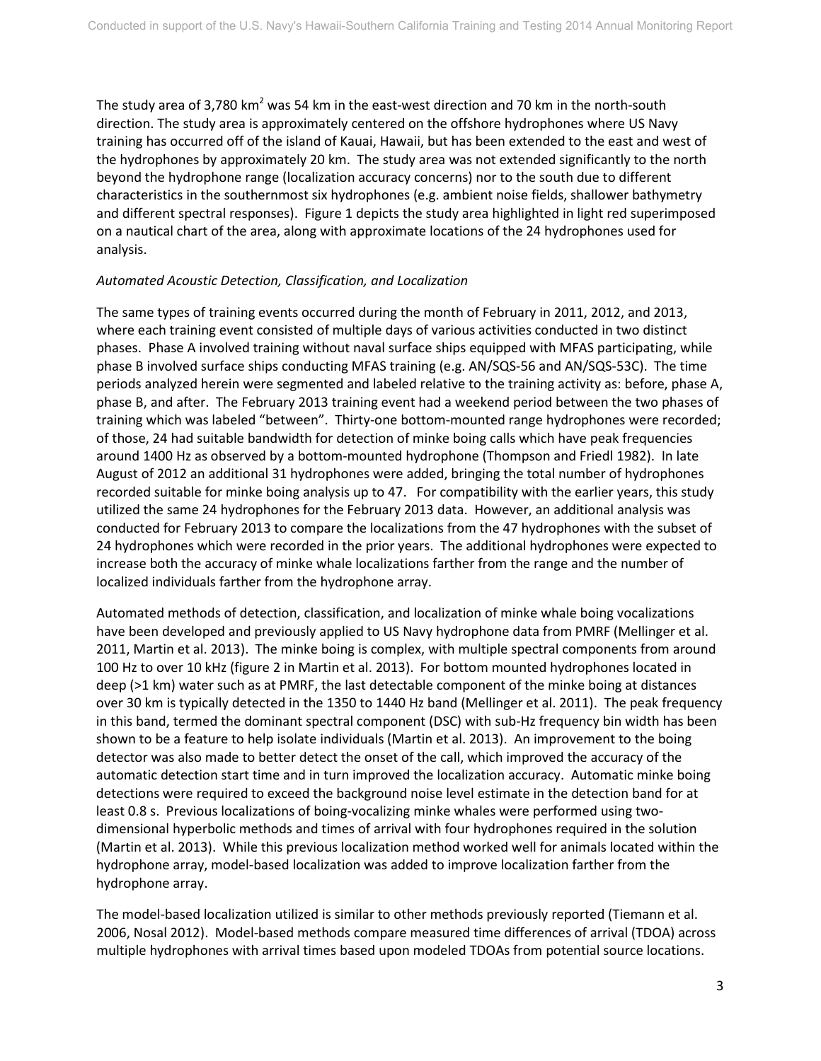The study area of 3,780 km$^2$ was 54 km in the east-west direction and 70 km in the north-south direction. The study area is approximately centered on the offshore hydrophones where US Navy training has occurred off of the island of Kauai, Hawaii, but has been extended to the east and west of the hydrophones by approximately 20 km. The study area was not extended significantly to the north beyond the hydrophone range (localization accuracy concerns) nor to the south due to different characteristics in the southernmost six hydrophones (e.g. ambient noise fields, shallower bathymetry and different spectral responses). Figure 1 depicts the study area highlighted in light red superimposed on a nautical chart of the area, along with approximate locations of the 24 hydrophones used for analysis.

*Automated Acoustic Detection, Classification, and Localization*

The same types of training events occurred during the month of February in 2011, 2012, and 2013, where each training event consisted of multiple days of various activities conducted in two distinct phases. Phase A involved training without naval surface ships equipped with MFAS participating, while phase B involved surface ships conducting MFAS training (e.g. AN/SQS-56 and AN/SQS-53C). The time periods analyzed herein were segmented and labeled relative to the training activity as: before, phase A, phase B, and after. The February 2013 training event had a weekend period between the two phases of training which was labeled "between". Thirty-one bottom-mounted range hydrophones were recorded; of those, 24 had suitable bandwidth for detection of minke boing calls which have peak frequencies around 1400 Hz as observed by a bottom-mounted hydrophone (Thompson and Friedl 1982). In late August of 2012 an additional 31 hydrophones were added, bringing the total number of hydrophones recorded suitable for minke boing analysis up to 47. For compatibility with the earlier years, this study utilized the same 24 hydrophones for the February 2013 data. However, an additional analysis was conducted for February 2013 to compare the localizations from the 47 hydrophones with the subset of 24 hydrophones which were recorded in the prior years. The additional hydrophones were expected to increase both the accuracy of minke whale localizations farther from the range and the number of localized individuals farther from the hydrophone array.

Automated methods of detection, classification, and localization of minke whale boing vocalizations have been developed and previously applied to US Navy hydrophone data from PMRF (Mellinger et al. 2011, Martin et al. 2013). The minke boing is complex, with multiple spectral components from around 100 Hz to over 10 kHz (figure 2 in Martin et al. 2013). For bottom mounted hydrophones located in deep (>1 km) water such as at PMRF, the last detectable component of the minke boing at distances over 30 km is typically detected in the 1350 to 1440 Hz band (Mellinger et al. 2011). The peak frequency in this band, termed the dominant spectral component (DSC) with sub-Hz frequency bin width has been shown to be a feature to help isolate individuals (Martin et al. 2013). An improvement to the boing detector was also made to better detect the onset of the call, which improved the accuracy of the automatic detection start time and in turn improved the localization accuracy. Automatic minke boing detections were required to exceed the background noise level estimate in the detection band for at least 0.8 s. Previous localizations of boing-vocalizing minke whales were performed using two-dimensional hyperbolic methods and times of arrival with four hydrophones required in the solution (Martin et al. 2013). While this previous localization method worked well for animals located within the hydrophone array, model-based localization was added to improve localization farther from the hydrophone array.

The model-based localization utilized is similar to other methods previously reported (Tiemann et al. 2006, Nosal 2012). Model-based methods compare measured time differences of arrival (TDOA) across multiple hydrophones with arrival times based upon modeled TDOAs from potential source locations.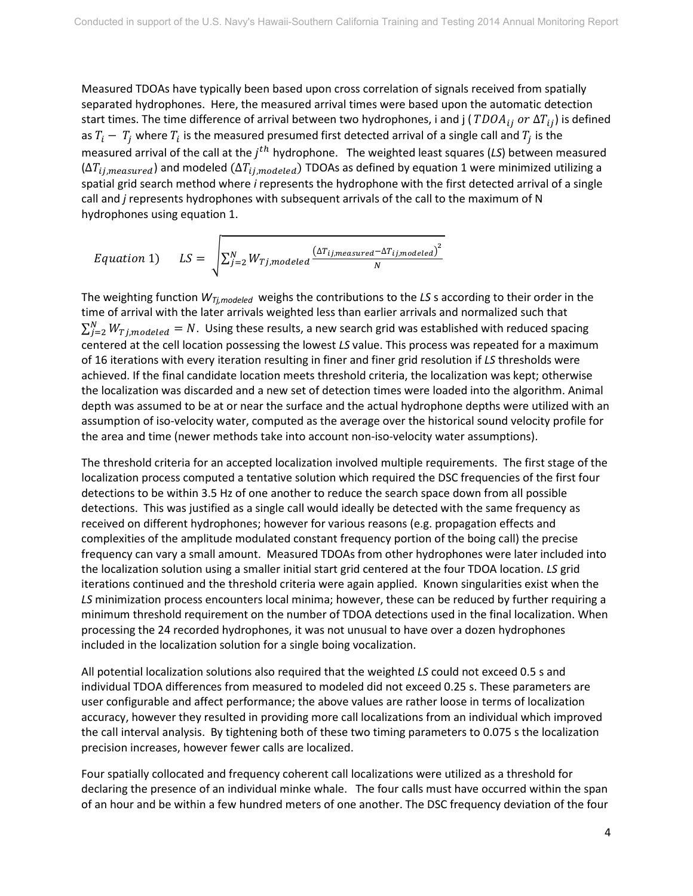Measured TDOAs have typically been based upon cross correlation of signals received from spatially separated hydrophones. Here, the measured arrival times were based upon the automatic detection start times. The time difference of arrival between two hydrophones, i and j ( $TDOA_{ij}$ $or$ $\Delta T_{ij}$) is defined as $T_i - T_j$ where $T_i$ is the measured presumed first detected arrival of a single call and $T_j$ is the measured arrival of the call at the $j^{th}$ hydrophone. The weighted least squares (*LS*) between measured ($\Delta T_{ij,measured}$) and modeled ($\Delta T_{ij,modeled}$) TDOAs as defined by equation 1 were minimized utilizing a spatial grid search method where *i* represents the hydrophone with the first detected arrival of a single call and *j* represents hydrophones with subsequent arrivals of the call to the maximum of N hydrophones using equation 1.

$$Equation\ 1) \qquad LS = \sqrt{\sum_{j=2}^{N} W_{Tj,modeled} \frac{\left(\Delta T_{ij,measured} - \Delta T_{ij,modeled}\right)^2}{N}}$$

The weighting function $W_{Tj,modeled}$ weighs the contributions to the *LS* s according to their order in the time of arrival with the later arrivals weighted less than earlier arrivals and normalized such that $\sum_{j=2}^{N} W_{Tj,modeled} = N$. Using these results, a new search grid was established with reduced spacing centered at the cell location possessing the lowest *LS* value. This process was repeated for a maximum of 16 iterations with every iteration resulting in finer and finer grid resolution if *LS* thresholds were achieved. If the final candidate location meets threshold criteria, the localization was kept; otherwise the localization was discarded and a new set of detection times were loaded into the algorithm. Animal depth was assumed to be at or near the surface and the actual hydrophone depths were utilized with an assumption of iso-velocity water, computed as the average over the historical sound velocity profile for the area and time (newer methods take into account non-iso-velocity water assumptions).

The threshold criteria for an accepted localization involved multiple requirements. The first stage of the localization process computed a tentative solution which required the DSC frequencies of the first four detections to be within 3.5 Hz of one another to reduce the search space down from all possible detections. This was justified as a single call would ideally be detected with the same frequency as received on different hydrophones; however for various reasons (e.g. propagation effects and complexities of the amplitude modulated constant frequency portion of the boing call) the precise frequency can vary a small amount. Measured TDOAs from other hydrophones were later included into the localization solution using a smaller initial start grid centered at the four TDOA location. *LS* grid iterations continued and the threshold criteria were again applied. Known singularities exist when the *LS* minimization process encounters local minima; however, these can be reduced by further requiring a minimum threshold requirement on the number of TDOA detections used in the final localization. When processing the 24 recorded hydrophones, it was not unusual to have over a dozen hydrophones included in the localization solution for a single boing vocalization.

All potential localization solutions also required that the weighted *LS* could not exceed 0.5 s and individual TDOA differences from measured to modeled did not exceed 0.25 s. These parameters are user configurable and affect performance; the above values are rather loose in terms of localization accuracy, however they resulted in providing more call localizations from an individual which improved the call interval analysis. By tightening both of these two timing parameters to 0.075 s the localization precision increases, however fewer calls are localized.

Four spatially collocated and frequency coherent call localizations were utilized as a threshold for declaring the presence of an individual minke whale. The four calls must have occurred within the span of an hour and be within a few hundred meters of one another. The DSC frequency deviation of the four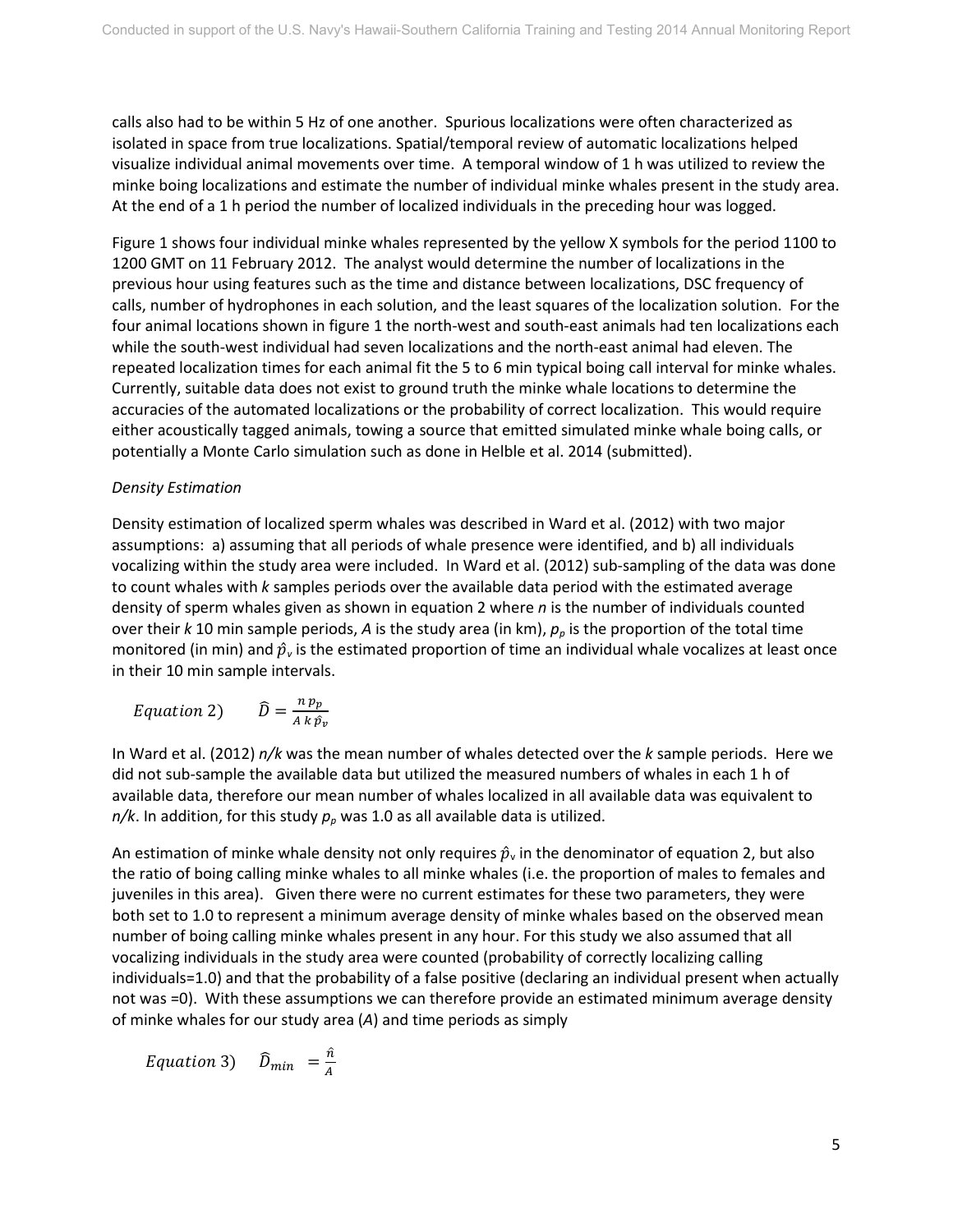calls also had to be within 5 Hz of one another. Spurious localizations were often characterized as isolated in space from true localizations. Spatial/temporal review of automatic localizations helped visualize individual animal movements over time. A temporal window of 1 h was utilized to review the minke boing localizations and estimate the number of individual minke whales present in the study area. At the end of a 1 h period the number of localized individuals in the preceding hour was logged.

Figure 1 shows four individual minke whales represented by the yellow X symbols for the period 1100 to 1200 GMT on 11 February 2012. The analyst would determine the number of localizations in the previous hour using features such as the time and distance between localizations, DSC frequency of calls, number of hydrophones in each solution, and the least squares of the localization solution. For the four animal locations shown in figure 1 the north-west and south-east animals had ten localizations each while the south-west individual had seven localizations and the north-east animal had eleven. The repeated localization times for each animal fit the 5 to 6 min typical boing call interval for minke whales. Currently, suitable data does not exist to ground truth the minke whale locations to determine the accuracies of the automated localizations or the probability of correct localization. This would require either acoustically tagged animals, towing a source that emitted simulated minke whale boing calls, or potentially a Monte Carlo simulation such as done in Helble et al. 2014 (submitted).

*Density Estimation*

Density estimation of localized sperm whales was described in Ward et al. (2012) with two major assumptions: a) assuming that all periods of whale presence were identified, and b) all individuals vocalizing within the study area were included. In Ward et al. (2012) sub-sampling of the data was done to count whales with *k* samples periods over the available data period with the estimated average density of sperm whales given as shown in equation 2 where *n* is the number of individuals counted over their *k* 10 min sample periods, *A* is the study area (in km), $p_p$ is the proportion of the total time monitored (in min) and $\hat{p}_v$ is the estimated proportion of time an individual whale vocalizes at least once in their 10 min sample intervals.

$$Equation\ 2) \qquad \hat{D} = \frac{n\, p_p}{A\, k\, \hat{p}_v}$$

In Ward et al. (2012) *n/k* was the mean number of whales detected over the *k* sample periods. Here we did not sub-sample the available data but utilized the measured numbers of whales in each 1 h of available data, therefore our mean number of whales localized in all available data was equivalent to *n/k*. In addition, for this study $p_p$ was 1.0 as all available data is utilized.

An estimation of minke whale density not only requires $\hat{p}_v$ in the denominator of equation 2, but also the ratio of boing calling minke whales to all minke whales (i.e. the proportion of males to females and juveniles in this area). Given there were no current estimates for these two parameters, they were both set to 1.0 to represent a minimum average density of minke whales based on the observed mean number of boing calling minke whales present in any hour. For this study we also assumed that all vocalizing individuals in the study area were counted (probability of correctly localizing calling individuals=1.0) and that the probability of a false positive (declaring an individual present when actually not was =0). With these assumptions we can therefore provide an estimated minimum average density of minke whales for our study area (*A*) and time periods as simply

$$Equation\ 3) \qquad \hat{D}_{min} = \frac{\hat{n}}{A}$$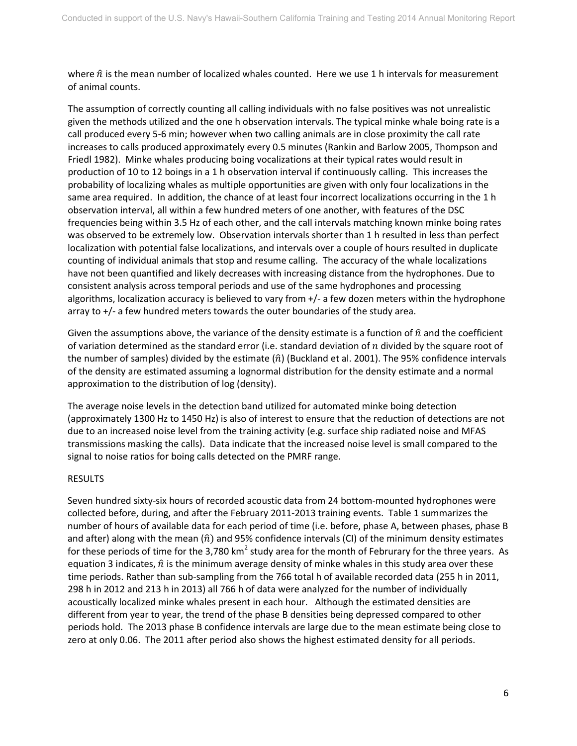where $\hat{n}$ is the mean number of localized whales counted. Here we use 1 h intervals for measurement of animal counts.

The assumption of correctly counting all calling individuals with no false positives was not unrealistic given the methods utilized and the one h observation intervals. The typical minke whale boing rate is a call produced every 5-6 min; however when two calling animals are in close proximity the call rate increases to calls produced approximately every 0.5 minutes (Rankin and Barlow 2005, Thompson and Friedl 1982). Minke whales producing boing vocalizations at their typical rates would result in production of 10 to 12 boings in a 1 h observation interval if continuously calling. This increases the probability of localizing whales as multiple opportunities are given with only four localizations in the same area required. In addition, the chance of at least four incorrect localizations occurring in the 1 h observation interval, all within a few hundred meters of one another, with features of the DSC frequencies being within 3.5 Hz of each other, and the call intervals matching known minke boing rates was observed to be extremely low. Observation intervals shorter than 1 h resulted in less than perfect localization with potential false localizations, and intervals over a couple of hours resulted in duplicate counting of individual animals that stop and resume calling. The accuracy of the whale localizations have not been quantified and likely decreases with increasing distance from the hydrophones. Due to consistent analysis across temporal periods and use of the same hydrophones and processing algorithms, localization accuracy is believed to vary from +/- a few dozen meters within the hydrophone array to +/- a few hundred meters towards the outer boundaries of the study area.

Given the assumptions above, the variance of the density estimate is a function of $\hat{n}$ and the coefficient of variation determined as the standard error (i.e. standard deviation of $n$ divided by the square root of the number of samples) divided by the estimate ($\hat{n}$) (Buckland et al. 2001). The 95% confidence intervals of the density are estimated assuming a lognormal distribution for the density estimate and a normal approximation to the distribution of log (density).

The average noise levels in the detection band utilized for automated minke boing detection (approximately 1300 Hz to 1450 Hz) is also of interest to ensure that the reduction of detections are not due to an increased noise level from the training activity (e.g. surface ship radiated noise and MFAS transmissions masking the calls). Data indicate that the increased noise level is small compared to the signal to noise ratios for boing calls detected on the PMRF range.

## RESULTS

Seven hundred sixty-six hours of recorded acoustic data from 24 bottom-mounted hydrophones were collected before, during, and after the February 2011-2013 training events. Table 1 summarizes the number of hours of available data for each period of time (i.e. before, phase A, between phases, phase B and after) along with the mean ($\hat{n}$) and 95% confidence intervals (CI) of the minimum density estimates for these periods of time for the 3,780 km$^2$ study area for the month of Februrary for the three years. As equation 3 indicates, $\hat{n}$ is the minimum average density of minke whales in this study area over these time periods. Rather than sub-sampling from the 766 total h of available recorded data (255 h in 2011, 298 h in 2012 and 213 h in 2013) all 766 h of data were analyzed for the number of individually acoustically localized minke whales present in each hour. Although the estimated densities are different from year to year, the trend of the phase B densities being depressed compared to other periods hold. The 2013 phase B confidence intervals are large due to the mean estimate being close to zero at only 0.06. The 2011 after period also shows the highest estimated density for all periods.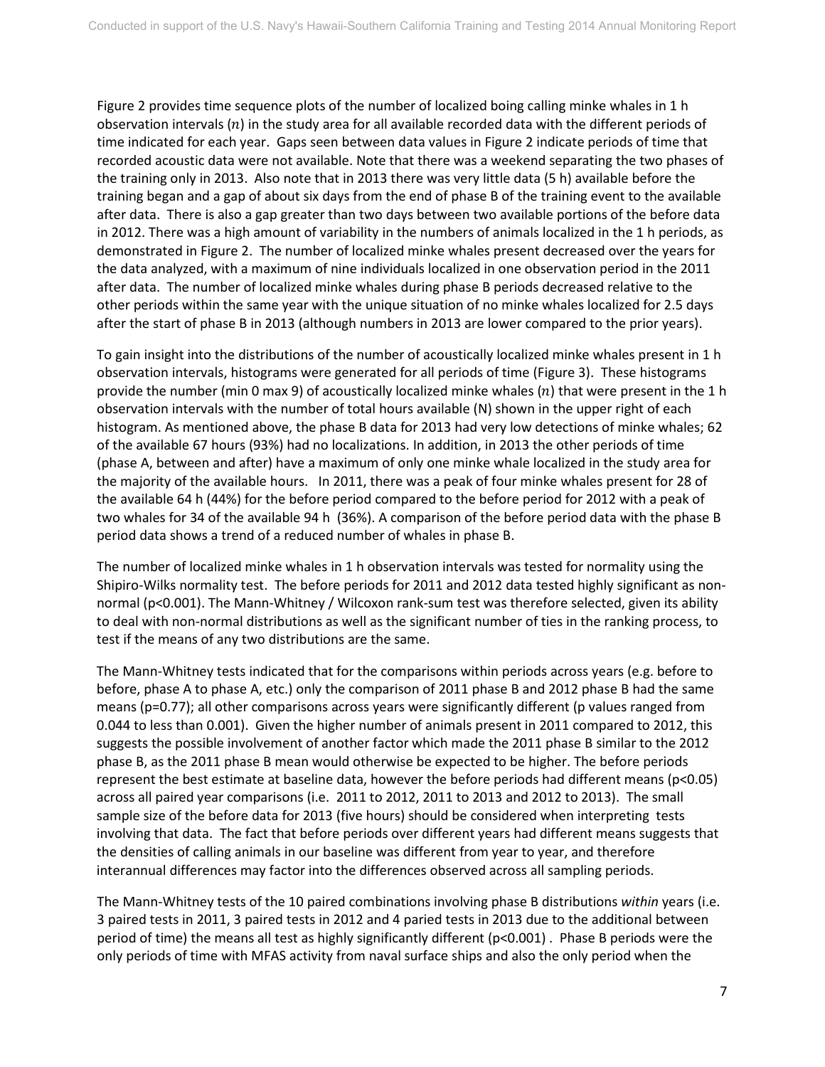Figure 2 provides time sequence plots of the number of localized boing calling minke whales in 1 h observation intervals ($n$) in the study area for all available recorded data with the different periods of time indicated for each year. Gaps seen between data values in Figure 2 indicate periods of time that recorded acoustic data were not available. Note that there was a weekend separating the two phases of the training only in 2013. Also note that in 2013 there was very little data (5 h) available before the training began and a gap of about six days from the end of phase B of the training event to the available after data. There is also a gap greater than two days between two available portions of the before data in 2012. There was a high amount of variability in the numbers of animals localized in the 1 h periods, as demonstrated in Figure 2. The number of localized minke whales present decreased over the years for the data analyzed, with a maximum of nine individuals localized in one observation period in the 2011 after data. The number of localized minke whales during phase B periods decreased relative to the other periods within the same year with the unique situation of no minke whales localized for 2.5 days after the start of phase B in 2013 (although numbers in 2013 are lower compared to the prior years).

To gain insight into the distributions of the number of acoustically localized minke whales present in 1 h observation intervals, histograms were generated for all periods of time (Figure 3). These histograms provide the number (min 0 max 9) of acoustically localized minke whales ($n$) that were present in the 1 h observation intervals with the number of total hours available (N) shown in the upper right of each histogram. As mentioned above, the phase B data for 2013 had very low detections of minke whales; 62 of the available 67 hours (93%) had no localizations. In addition, in 2013 the other periods of time (phase A, between and after) have a maximum of only one minke whale localized in the study area for the majority of the available hours. In 2011, there was a peak of four minke whales present for 28 of the available 64 h (44%) for the before period compared to the before period for 2012 with a peak of two whales for 34 of the available 94 h (36%). A comparison of the before period data with the phase B period data shows a trend of a reduced number of whales in phase B.

The number of localized minke whales in 1 h observation intervals was tested for normality using the Shipiro-Wilks normality test. The before periods for 2011 and 2012 data tested highly significant as non-normal ($p<0.001$). The Mann-Whitney / Wilcoxon rank-sum test was therefore selected, given its ability to deal with non-normal distributions as well as the significant number of ties in the ranking process, to test if the means of any two distributions are the same.

The Mann-Whitney tests indicated that for the comparisons within periods across years (e.g. before to before, phase A to phase A, etc.) only the comparison of 2011 phase B and 2012 phase B had the same means ($p=0.77$); all other comparisons across years were significantly different (p values ranged from 0.044 to less than 0.001). Given the higher number of animals present in 2011 compared to 2012, this suggests the possible involvement of another factor which made the 2011 phase B similar to the 2012 phase B, as the 2011 phase B mean would otherwise be expected to be higher. The before periods represent the best estimate at baseline data, however the before periods had different means ($p<0.05$) across all paired year comparisons (i.e. 2011 to 2012, 2011 to 2013 and 2012 to 2013). The small sample size of the before data for 2013 (five hours) should be considered when interpreting tests involving that data. The fact that before periods over different years had different means suggests that the densities of calling animals in our baseline was different from year to year, and therefore interannual differences may factor into the differences observed across all sampling periods.

The Mann-Whitney tests of the 10 paired combinations involving phase B distributions *within* years (i.e. 3 paired tests in 2011, 3 paired tests in 2012 and 4 paried tests in 2013 due to the additional between period of time) the means all test as highly significantly different ($p<0.001$) . Phase B periods were the only periods of time with MFAS activity from naval surface ships and also the only period when the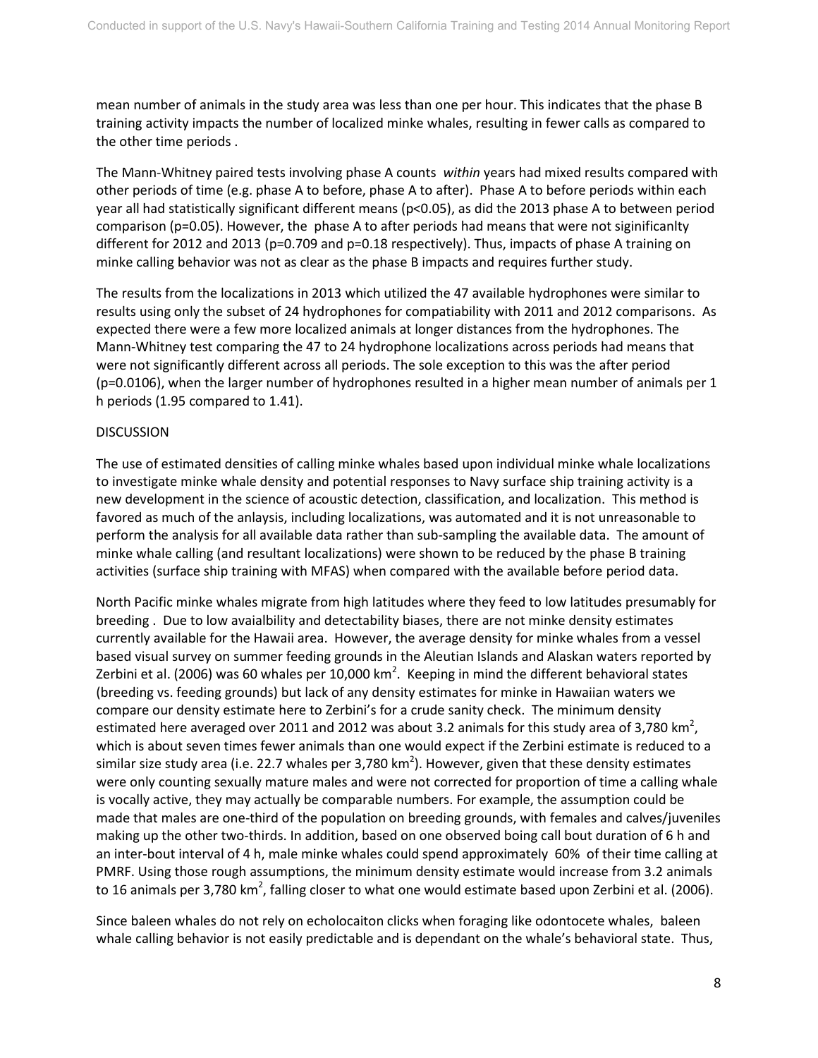mean number of animals in the study area was less than one per hour. This indicates that the phase B training activity impacts the number of localized minke whales, resulting in fewer calls as compared to the other time periods .

The Mann-Whitney paired tests involving phase A counts *within* years had mixed results compared with other periods of time (e.g. phase A to before, phase A to after). Phase A to before periods within each year all had statistically significant different means ($p<0.05$), as did the 2013 phase A to between period comparison ($p=0.05$). However, the phase A to after periods had means that were not siginificanlty different for 2012 and 2013 ($p=0.709$ and $p=0.18$ respectively). Thus, impacts of phase A training on minke calling behavior was not as clear as the phase B impacts and requires further study.

The results from the localizations in 2013 which utilized the 47 available hydrophones were similar to results using only the subset of 24 hydrophones for compatiability with 2011 and 2012 comparisons. As expected there were a few more localized animals at longer distances from the hydrophones. The Mann-Whitney test comparing the 47 to 24 hydrophone localizations across periods had means that were not significantly different across all periods. The sole exception to this was the after period ($p=0.0106$), when the larger number of hydrophones resulted in a higher mean number of animals per 1 h periods (1.95 compared to 1.41).

## DISCUSSION

The use of estimated densities of calling minke whales based upon individual minke whale localizations to investigate minke whale density and potential responses to Navy surface ship training activity is a new development in the science of acoustic detection, classification, and localization. This method is favored as much of the anlaysis, including localizations, was automated and it is not unreasonable to perform the analysis for all available data rather than sub-sampling the available data. The amount of minke whale calling (and resultant localizations) were shown to be reduced by the phase B training activities (surface ship training with MFAS) when compared with the available before period data.

North Pacific minke whales migrate from high latitudes where they feed to low latitudes presumably for breeding . Due to low avaialbility and detectability biases, there are not minke density estimates currently available for the Hawaii area. However, the average density for minke whales from a vessel based visual survey on summer feeding grounds in the Aleutian Islands and Alaskan waters reported by Zerbini et al. (2006) was 60 whales per 10,000 km$^2$. Keeping in mind the different behavioral states (breeding vs. feeding grounds) but lack of any density estimates for minke in Hawaiian waters we compare our density estimate here to Zerbini's for a crude sanity check. The minimum density estimated here averaged over 2011 and 2012 was about 3.2 animals for this study area of 3,780 km$^2$, which is about seven times fewer animals than one would expect if the Zerbini estimate is reduced to a similar size study area (i.e. 22.7 whales per 3,780 km$^2$). However, given that these density estimates were only counting sexually mature males and were not corrected for proportion of time a calling whale is vocally active, they may actually be comparable numbers. For example, the assumption could be made that males are one-third of the population on breeding grounds, with females and calves/juveniles making up the other two-thirds. In addition, based on one observed boing call bout duration of 6 h and an inter-bout interval of 4 h, male minke whales could spend approximately 60% of their time calling at PMRF. Using those rough assumptions, the minimum density estimate would increase from 3.2 animals to 16 animals per 3,780 km$^2$, falling closer to what one would estimate based upon Zerbini et al. (2006).

Since baleen whales do not rely on echolocaiton clicks when foraging like odontocete whales, baleen whale calling behavior is not easily predictable and is dependant on the whale's behavioral state. Thus,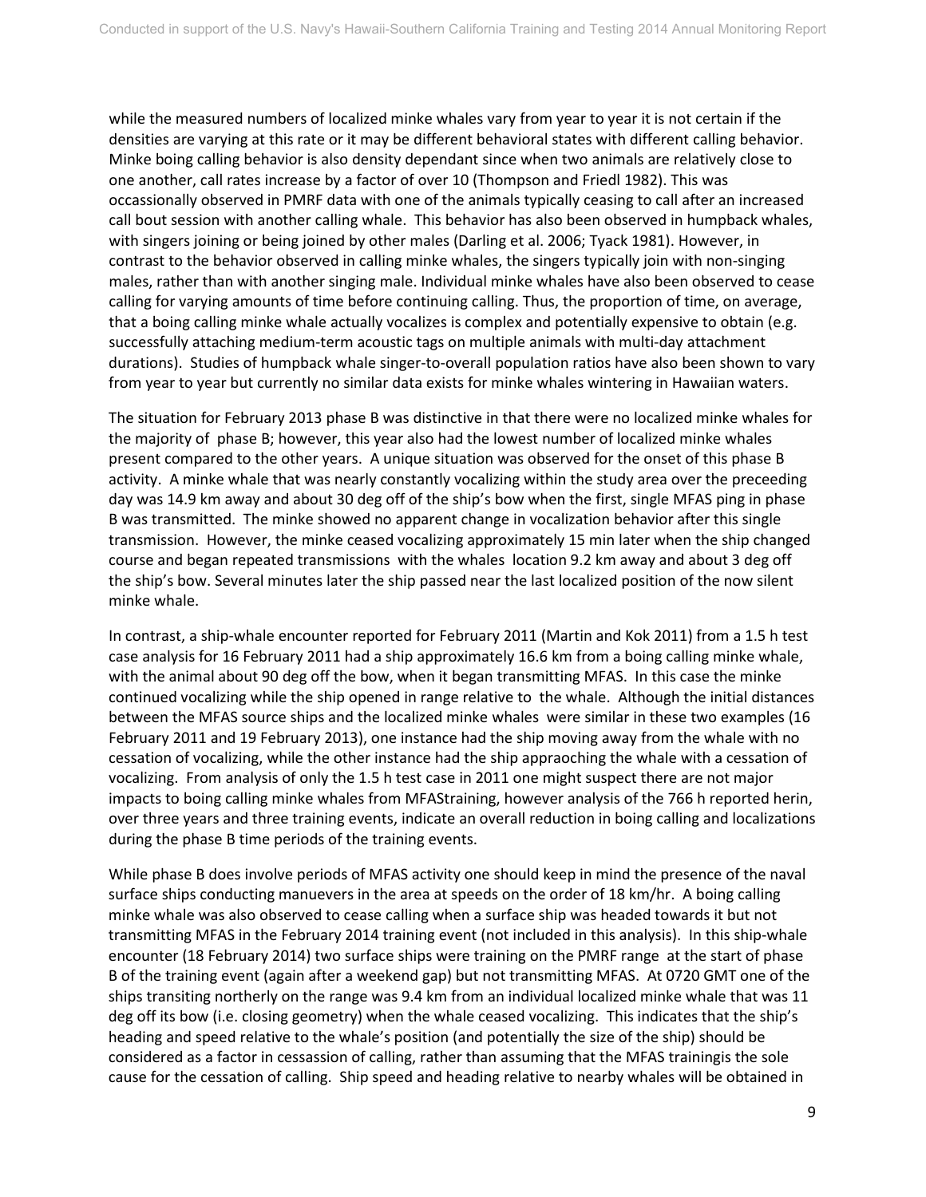while the measured numbers of localized minke whales vary from year to year it is not certain if the densities are varying at this rate or it may be different behavioral states with different calling behavior. Minke boing calling behavior is also density dependant since when two animals are relatively close to one another, call rates increase by a factor of over 10 (Thompson and Friedl 1982). This was occassionally observed in PMRF data with one of the animals typically ceasing to call after an increased call bout session with another calling whale. This behavior has also been observed in humpback whales, with singers joining or being joined by other males (Darling et al. 2006; Tyack 1981). However, in contrast to the behavior observed in calling minke whales, the singers typically join with non-singing males, rather than with another singing male. Individual minke whales have also been observed to cease calling for varying amounts of time before continuing calling. Thus, the proportion of time, on average, that a boing calling minke whale actually vocalizes is complex and potentially expensive to obtain (e.g. successfully attaching medium-term acoustic tags on multiple animals with multi-day attachment durations). Studies of humpback whale singer-to-overall population ratios have also been shown to vary from year to year but currently no similar data exists for minke whales wintering in Hawaiian waters.

The situation for February 2013 phase B was distinctive in that there were no localized minke whales for the majority of phase B; however, this year also had the lowest number of localized minke whales present compared to the other years. A unique situation was observed for the onset of this phase B activity. A minke whale that was nearly constantly vocalizing within the study area over the preceeding day was 14.9 km away and about 30 deg off of the ship's bow when the first, single MFAS ping in phase B was transmitted. The minke showed no apparent change in vocalization behavior after this single transmission. However, the minke ceased vocalizing approximately 15 min later when the ship changed course and began repeated transmissions with the whales location 9.2 km away and about 3 deg off the ship's bow. Several minutes later the ship passed near the last localized position of the now silent minke whale.

In contrast, a ship-whale encounter reported for February 2011 (Martin and Kok 2011) from a 1.5 h test case analysis for 16 February 2011 had a ship approximately 16.6 km from a boing calling minke whale, with the animal about 90 deg off the bow, when it began transmitting MFAS. In this case the minke continued vocalizing while the ship opened in range relative to the whale. Although the initial distances between the MFAS source ships and the localized minke whales were similar in these two examples (16 February 2011 and 19 February 2013), one instance had the ship moving away from the whale with no cessation of vocalizing, while the other instance had the ship appraoching the whale with a cessation of vocalizing. From analysis of only the 1.5 h test case in 2011 one might suspect there are not major impacts to boing calling minke whales from MFAStraining, however analysis of the 766 h reported herin, over three years and three training events, indicate an overall reduction in boing calling and localizations during the phase B time periods of the training events.

While phase B does involve periods of MFAS activity one should keep in mind the presence of the naval surface ships conducting manuevers in the area at speeds on the order of 18 km/hr. A boing calling minke whale was also observed to cease calling when a surface ship was headed towards it but not transmitting MFAS in the February 2014 training event (not included in this analysis). In this ship-whale encounter (18 February 2014) two surface ships were training on the PMRF range at the start of phase B of the training event (again after a weekend gap) but not transmitting MFAS. At 0720 GMT one of the ships transiting northerly on the range was 9.4 km from an individual localized minke whale that was 11 deg off its bow (i.e. closing geometry) when the whale ceased vocalizing. This indicates that the ship's heading and speed relative to the whale's position (and potentially the size of the ship) should be considered as a factor in cessassion of calling, rather than assuming that the MFAS trainingis the sole cause for the cessation of calling. Ship speed and heading relative to nearby whales will be obtained in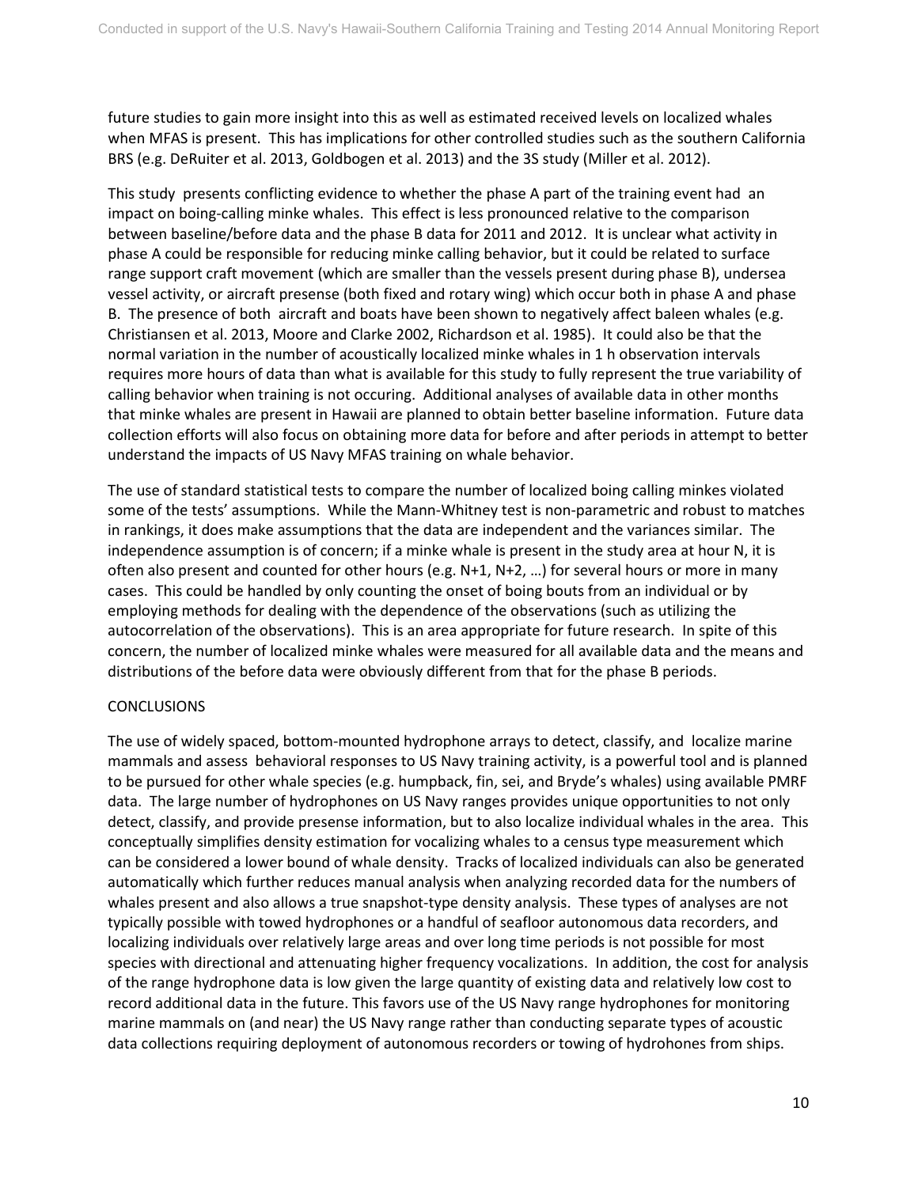future studies to gain more insight into this as well as estimated received levels on localized whales when MFAS is present. This has implications for other controlled studies such as the southern California BRS (e.g. DeRuiter et al. 2013, Goldbogen et al. 2013) and the 3S study (Miller et al. 2012).

This study presents conflicting evidence to whether the phase A part of the training event had an impact on boing-calling minke whales. This effect is less pronounced relative to the comparison between baseline/before data and the phase B data for 2011 and 2012. It is unclear what activity in phase A could be responsible for reducing minke calling behavior, but it could be related to surface range support craft movement (which are smaller than the vessels present during phase B), undersea vessel activity, or aircraft presense (both fixed and rotary wing) which occur both in phase A and phase B. The presence of both aircraft and boats have been shown to negatively affect baleen whales (e.g. Christiansen et al. 2013, Moore and Clarke 2002, Richardson et al. 1985). It could also be that the normal variation in the number of acoustically localized minke whales in 1 h observation intervals requires more hours of data than what is available for this study to fully represent the true variability of calling behavior when training is not occuring. Additional analyses of available data in other months that minke whales are present in Hawaii are planned to obtain better baseline information. Future data collection efforts will also focus on obtaining more data for before and after periods in attempt to better understand the impacts of US Navy MFAS training on whale behavior.

The use of standard statistical tests to compare the number of localized boing calling minkes violated some of the tests' assumptions. While the Mann-Whitney test is non-parametric and robust to matches in rankings, it does make assumptions that the data are independent and the variances similar. The independence assumption is of concern; if a minke whale is present in the study area at hour N, it is often also present and counted for other hours (e.g. N+1, N+2, …) for several hours or more in many cases. This could be handled by only counting the onset of boing bouts from an individual or by employing methods for dealing with the dependence of the observations (such as utilizing the autocorrelation of the observations). This is an area appropriate for future research. In spite of this concern, the number of localized minke whales were measured for all available data and the means and distributions of the before data were obviously different from that for the phase B periods.

## CONCLUSIONS

The use of widely spaced, bottom-mounted hydrophone arrays to detect, classify, and localize marine mammals and assess behavioral responses to US Navy training activity, is a powerful tool and is planned to be pursued for other whale species (e.g. humpback, fin, sei, and Bryde's whales) using available PMRF data. The large number of hydrophones on US Navy ranges provides unique opportunities to not only detect, classify, and provide presense information, but to also localize individual whales in the area. This conceptually simplifies density estimation for vocalizing whales to a census type measurement which can be considered a lower bound of whale density. Tracks of localized individuals can also be generated automatically which further reduces manual analysis when analyzing recorded data for the numbers of whales present and also allows a true snapshot-type density analysis. These types of analyses are not typically possible with towed hydrophones or a handful of seafloor autonomous data recorders, and localizing individuals over relatively large areas and over long time periods is not possible for most species with directional and attenuating higher frequency vocalizations. In addition, the cost for analysis of the range hydrophone data is low given the large quantity of existing data and relatively low cost to record additional data in the future. This favors use of the US Navy range hydrophones for monitoring marine mammals on (and near) the US Navy range rather than conducting separate types of acoustic data collections requiring deployment of autonomous recorders or towing of hydrohones from ships.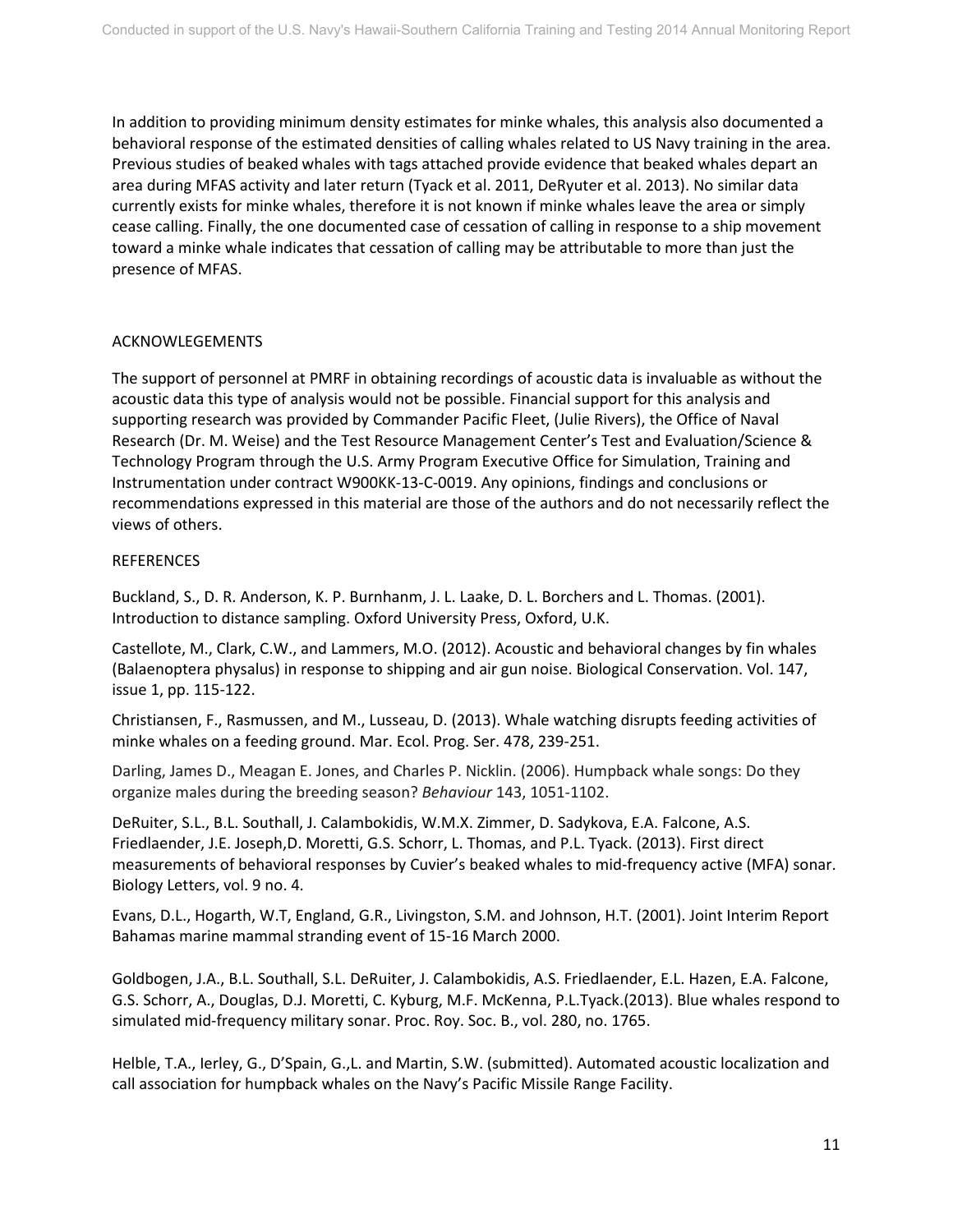In addition to providing minimum density estimates for minke whales, this analysis also documented a behavioral response of the estimated densities of calling whales related to US Navy training in the area. Previous studies of beaked whales with tags attached provide evidence that beaked whales depart an area during MFAS activity and later return (Tyack et al. 2011, DeRyuter et al. 2013). No similar data currently exists for minke whales, therefore it is not known if minke whales leave the area or simply cease calling. Finally, the one documented case of cessation of calling in response to a ship movement toward a minke whale indicates that cessation of calling may be attributable to more than just the presence of MFAS.

## ACKNOWLEGEMENTS

The support of personnel at PMRF in obtaining recordings of acoustic data is invaluable as without the acoustic data this type of analysis would not be possible. Financial support for this analysis and supporting research was provided by Commander Pacific Fleet, (Julie Rivers), the Office of Naval Research (Dr. M. Weise) and the Test Resource Management Center's Test and Evaluation/Science & Technology Program through the U.S. Army Program Executive Office for Simulation, Training and Instrumentation under contract W900KK-13-C-0019. Any opinions, findings and conclusions or recommendations expressed in this material are those of the authors and do not necessarily reflect the views of others.

## REFERENCES

Buckland, S., D. R. Anderson, K. P. Burnhanm, J. L. Laake, D. L. Borchers and L. Thomas. (2001). Introduction to distance sampling. Oxford University Press, Oxford, U.K.

Castellote, M., Clark, C.W., and Lammers, M.O. (2012). Acoustic and behavioral changes by fin whales (Balaenoptera physalus) in response to shipping and air gun noise. Biological Conservation. Vol. 147, issue 1, pp. 115-122.

Christiansen, F., Rasmussen, and M., Lusseau, D. (2013). Whale watching disrupts feeding activities of minke whales on a feeding ground. Mar. Ecol. Prog. Ser. 478, 239-251.

Darling, James D., Meagan E. Jones, and Charles P. Nicklin. (2006). Humpback whale songs: Do they organize males during the breeding season? *Behaviour* 143, 1051-1102.

DeRuiter, S.L., B.L. Southall, J. Calambokidis, W.M.X. Zimmer, D. Sadykova, E.A. Falcone, A.S. Friedlaender, J.E. Joseph,D. Moretti, G.S. Schorr, L. Thomas, and P.L. Tyack. (2013). First direct measurements of behavioral responses by Cuvier's beaked whales to mid-frequency active (MFA) sonar. Biology Letters, vol. 9 no. 4.

Evans, D.L., Hogarth, W.T, England, G.R., Livingston, S.M. and Johnson, H.T. (2001). Joint Interim Report Bahamas marine mammal stranding event of 15-16 March 2000.

Goldbogen, J.A., B.L. Southall, S.L. DeRuiter, J. Calambokidis, A.S. Friedlaender, E.L. Hazen, E.A. Falcone, G.S. Schorr, A., Douglas, D.J. Moretti, C. Kyburg, M.F. McKenna, P.L.Tyack.(2013). Blue whales respond to simulated mid-frequency military sonar. Proc. Roy. Soc. B., vol. 280, no. 1765.

Helble, T.A., Ierley, G., D'Spain, G.,L. and Martin, S.W. (submitted). Automated acoustic localization and call association for humpback whales on the Navy's Pacific Missile Range Facility.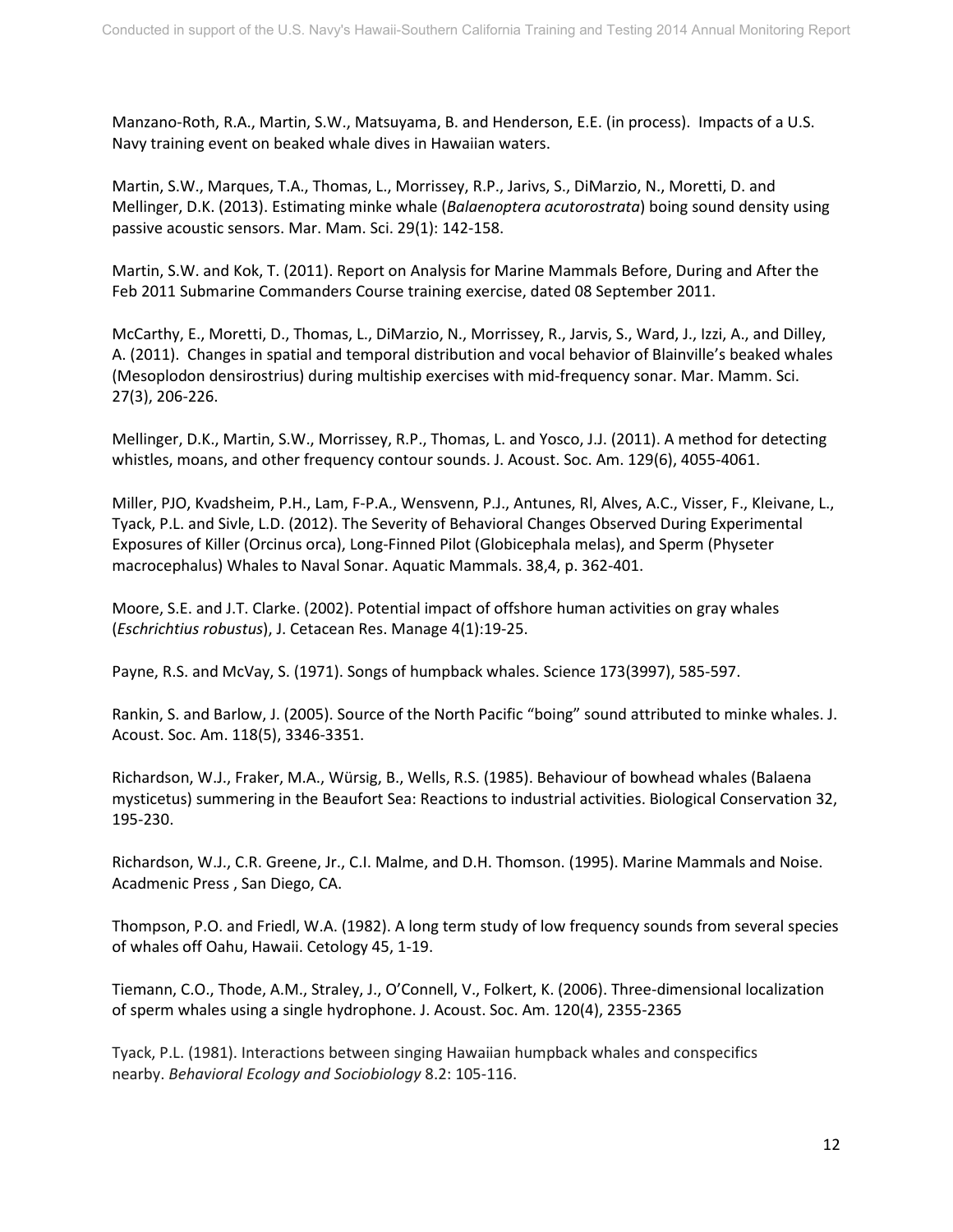Manzano-Roth, R.A., Martin, S.W., Matsuyama, B. and Henderson, E.E. (in process). Impacts of a U.S. Navy training event on beaked whale dives in Hawaiian waters.

Martin, S.W., Marques, T.A., Thomas, L., Morrissey, R.P., Jarivs, S., DiMarzio, N., Moretti, D. and Mellinger, D.K. (2013). Estimating minke whale (*Balaenoptera acutorostrata*) boing sound density using passive acoustic sensors. Mar. Mam. Sci. 29(1): 142-158.

Martin, S.W. and Kok, T. (2011). Report on Analysis for Marine Mammals Before, During and After the Feb 2011 Submarine Commanders Course training exercise, dated 08 September 2011.

McCarthy, E., Moretti, D., Thomas, L., DiMarzio, N., Morrissey, R., Jarvis, S., Ward, J., Izzi, A., and Dilley, A. (2011). Changes in spatial and temporal distribution and vocal behavior of Blainville's beaked whales (Mesoplodon densirostrius) during multiship exercises with mid-frequency sonar. Mar. Mamm. Sci. 27(3), 206-226.

Mellinger, D.K., Martin, S.W., Morrissey, R.P., Thomas, L. and Yosco, J.J. (2011). A method for detecting whistles, moans, and other frequency contour sounds. J. Acoust. Soc. Am. 129(6), 4055-4061.

Miller, PJO, Kvadsheim, P.H., Lam, F-P.A., Wensvenn, P.J., Antunes, Rl, Alves, A.C., Visser, F., Kleivane, L., Tyack, P.L. and Sivle, L.D. (2012). The Severity of Behavioral Changes Observed During Experimental Exposures of Killer (Orcinus orca), Long-Finned Pilot (Globicephala melas), and Sperm (Physeter macrocephalus) Whales to Naval Sonar. Aquatic Mammals. 38,4, p. 362-401.

Moore, S.E. and J.T. Clarke. (2002). Potential impact of offshore human activities on gray whales (*Eschrichtius robustus*), J. Cetacean Res. Manage 4(1):19-25.

Payne, R.S. and McVay, S. (1971). Songs of humpback whales. Science 173(3997), 585-597.

Rankin, S. and Barlow, J. (2005). Source of the North Pacific "boing" sound attributed to minke whales. J. Acoust. Soc. Am. 118(5), 3346-3351.

Richardson, W.J., Fraker, M.A., Würsig, B., Wells, R.S. (1985). Behaviour of bowhead whales (Balaena mysticetus) summering in the Beaufort Sea: Reactions to industrial activities. Biological Conservation 32, 195-230.

Richardson, W.J., C.R. Greene, Jr., C.I. Malme, and D.H. Thomson. (1995). Marine Mammals and Noise. Acadmenic Press , San Diego, CA.

Thompson, P.O. and Friedl, W.A. (1982). A long term study of low frequency sounds from several species of whales off Oahu, Hawaii. Cetology 45, 1-19.

Tiemann, C.O., Thode, A.M., Straley, J., O'Connell, V., Folkert, K. (2006). Three-dimensional localization of sperm whales using a single hydrophone. J. Acoust. Soc. Am. 120(4), 2355-2365

Tyack, P.L. (1981). Interactions between singing Hawaiian humpback whales and conspecifics nearby. *Behavioral Ecology and Sociobiology* 8.2: 105-116.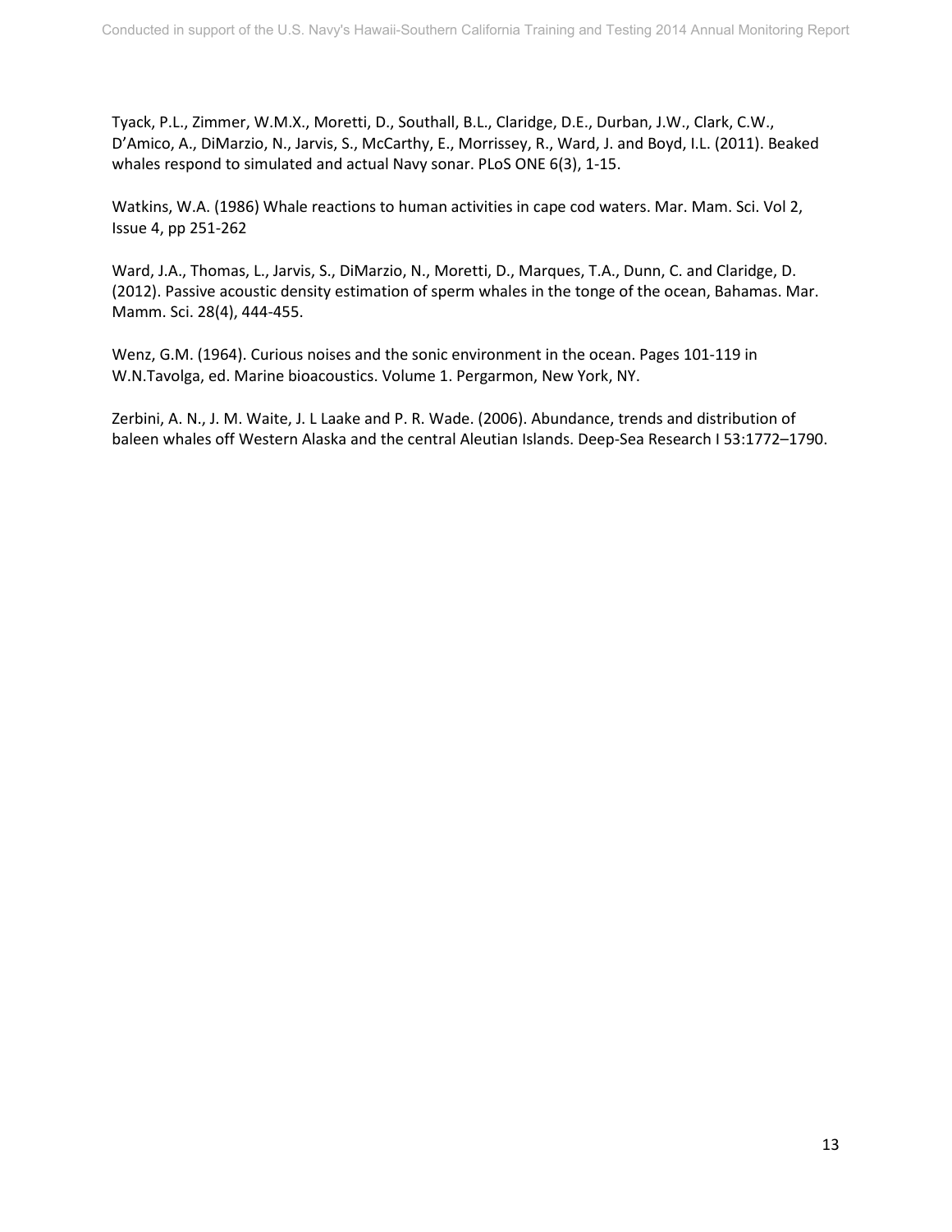Tyack, P.L., Zimmer, W.M.X., Moretti, D., Southall, B.L., Claridge, D.E., Durban, J.W., Clark, C.W., D'Amico, A., DiMarzio, N., Jarvis, S., McCarthy, E., Morrissey, R., Ward, J. and Boyd, I.L. (2011). Beaked whales respond to simulated and actual Navy sonar. PLoS ONE 6(3), 1-15.

Watkins, W.A. (1986) Whale reactions to human activities in cape cod waters. Mar. Mam. Sci. Vol 2, Issue 4, pp 251-262

Ward, J.A., Thomas, L., Jarvis, S., DiMarzio, N., Moretti, D., Marques, T.A., Dunn, C. and Claridge, D. (2012). Passive acoustic density estimation of sperm whales in the tonge of the ocean, Bahamas. Mar. Mamm. Sci. 28(4), 444-455.

Wenz, G.M. (1964). Curious noises and the sonic environment in the ocean. Pages 101-119 in W.N.Tavolga, ed. Marine bioacoustics. Volume 1. Pergarmon, New York, NY.

Zerbini, A. N., J. M. Waite, J. L Laake and P. R. Wade. (2006). Abundance, trends and distribution of baleen whales off Western Alaska and the central Aleutian Islands. Deep-Sea Research I 53:1772–1790.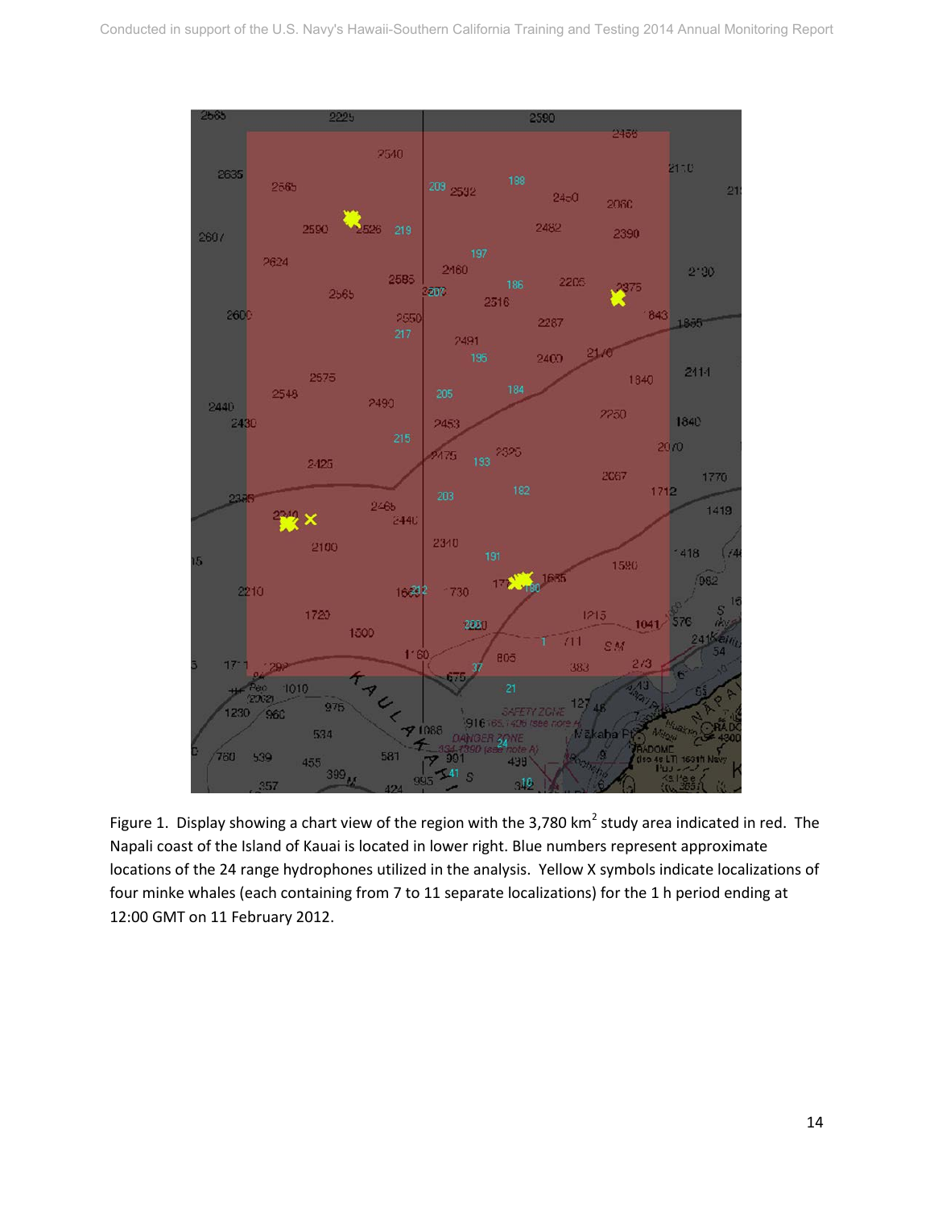Figure 1. Display showing a chart view of the region with the 3,780 km$^2$ study area indicated in red. The Napali coast of the Island of Kauai is located in lower right. Blue numbers represent approximate locations of the 24 range hydrophones utilized in the analysis. Yellow X symbols indicate localizations of four minke whales (each containing from 7 to 11 separate localizations) for the 1 h period ending at 12:00 GMT on 11 February 2012.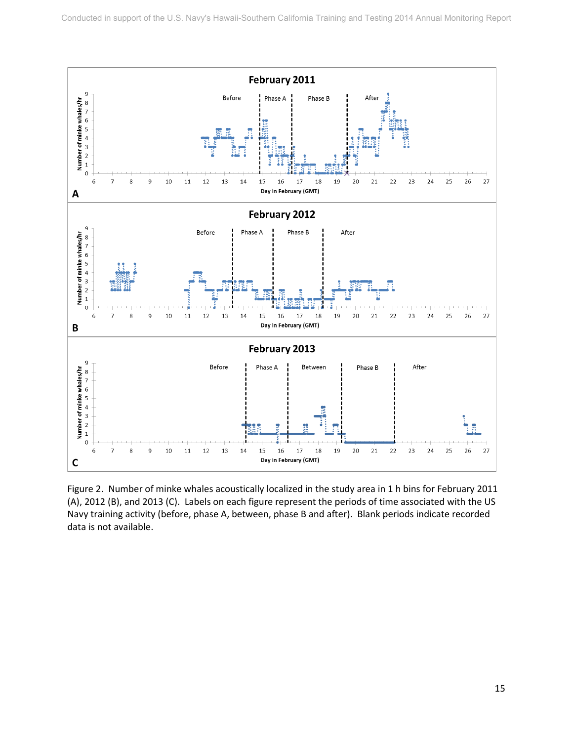Figure 2. Number of minke whales acoustically localized in the study area in 1 h bins for February 2011 (A), 2012 (B), and 2013 (C). Labels on each figure represent the periods of time associated with the US Navy training activity (before, phase A, between, phase B and after). Blank periods indicate recorded data is not available.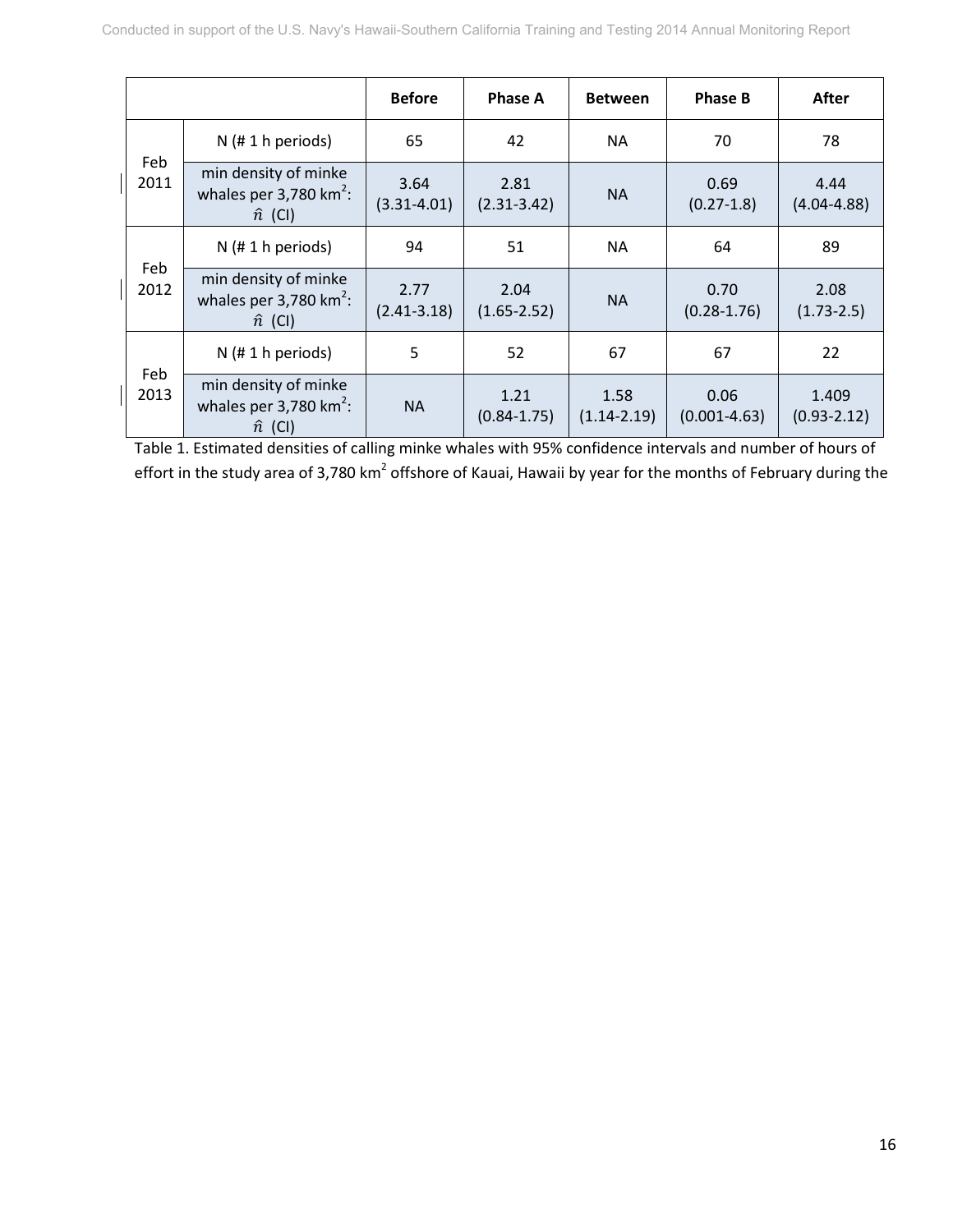| | | Before | Phase A | Between | Phase B | After |
|---|---|---|---|---|---|---|
| Feb 2011 | N (# 1 h periods) | 65 | 42 | NA | 70 | 78 |
| | min density of minke whales per 3,780 km$^2$: $\hat{n}$ (CI) | 3.64 (3.31-4.01) | 2.81 (2.31-3.42) | NA | 0.69 (0.27-1.8) | 4.44 (4.04-4.88) |
| Feb 2012 | N (# 1 h periods) | 94 | 51 | NA | 64 | 89 |
| | min density of minke whales per 3,780 km$^2$: $\hat{n}$ (CI) | 2.77 (2.41-3.18) | 2.04 (1.65-2.52) | NA | 0.70 (0.28-1.76) | 2.08 (1.73-2.5) |
| Feb 2013 | N (# 1 h periods) | 5 | 52 | 67 | 67 | 22 |
| | min density of minke whales per 3,780 km$^2$: $\hat{n}$ (CI) | NA | 1.21 (0.84-1.75) | 1.58 (1.14-2.19) | 0.06 (0.001-4.63) | 1.409 (0.93-2.12) |

Table 1. Estimated densities of calling minke whales with 95% confidence intervals and number of hours of effort in the study area of 3,780 km$^2$ offshore of Kauai, Hawaii by year for the months of February during the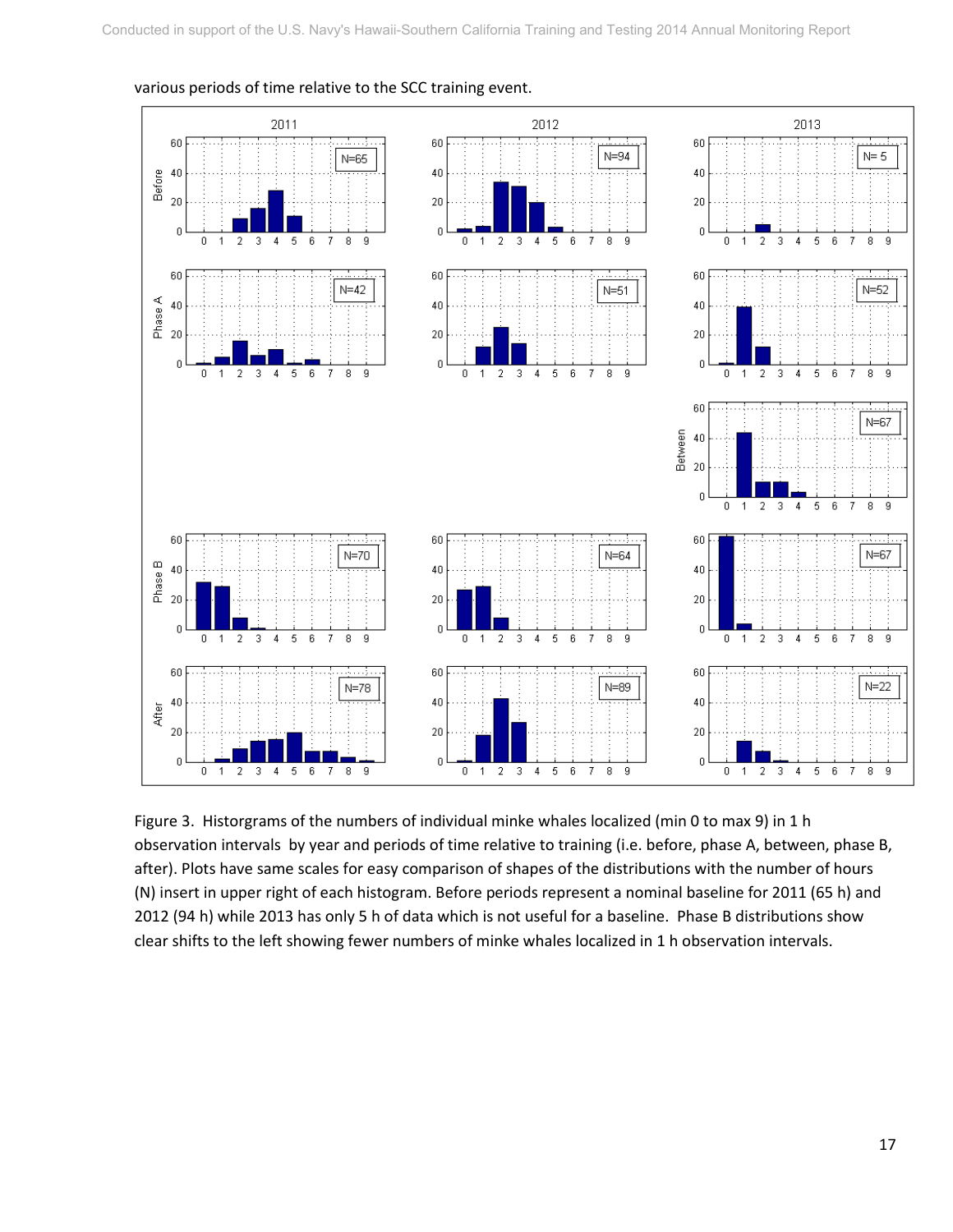various periods of time relative to the SCC training event.

2011

2012

2013

Before

N=65

N=94

N= 5

Phase A

N=42

N=51

N=52

Between

N=67

Phase B

N=70

N=64

N=67

After

N=78

N=89

N=22

Figure 3. Historgrams of the numbers of individual minke whales localized (min 0 to max 9) in 1 h observation intervals by year and periods of time relative to training (i.e. before, phase A, between, phase B, after). Plots have same scales for easy comparison of shapes of the distributions with the number of hours (N) insert in upper right of each histogram. Before periods represent a nominal baseline for 2011 (65 h) and 2012 (94 h) while 2013 has only 5 h of data which is not useful for a baseline. Phase B distributions show clear shifts to the left showing fewer numbers of minke whales localized in 1 h observation intervals.